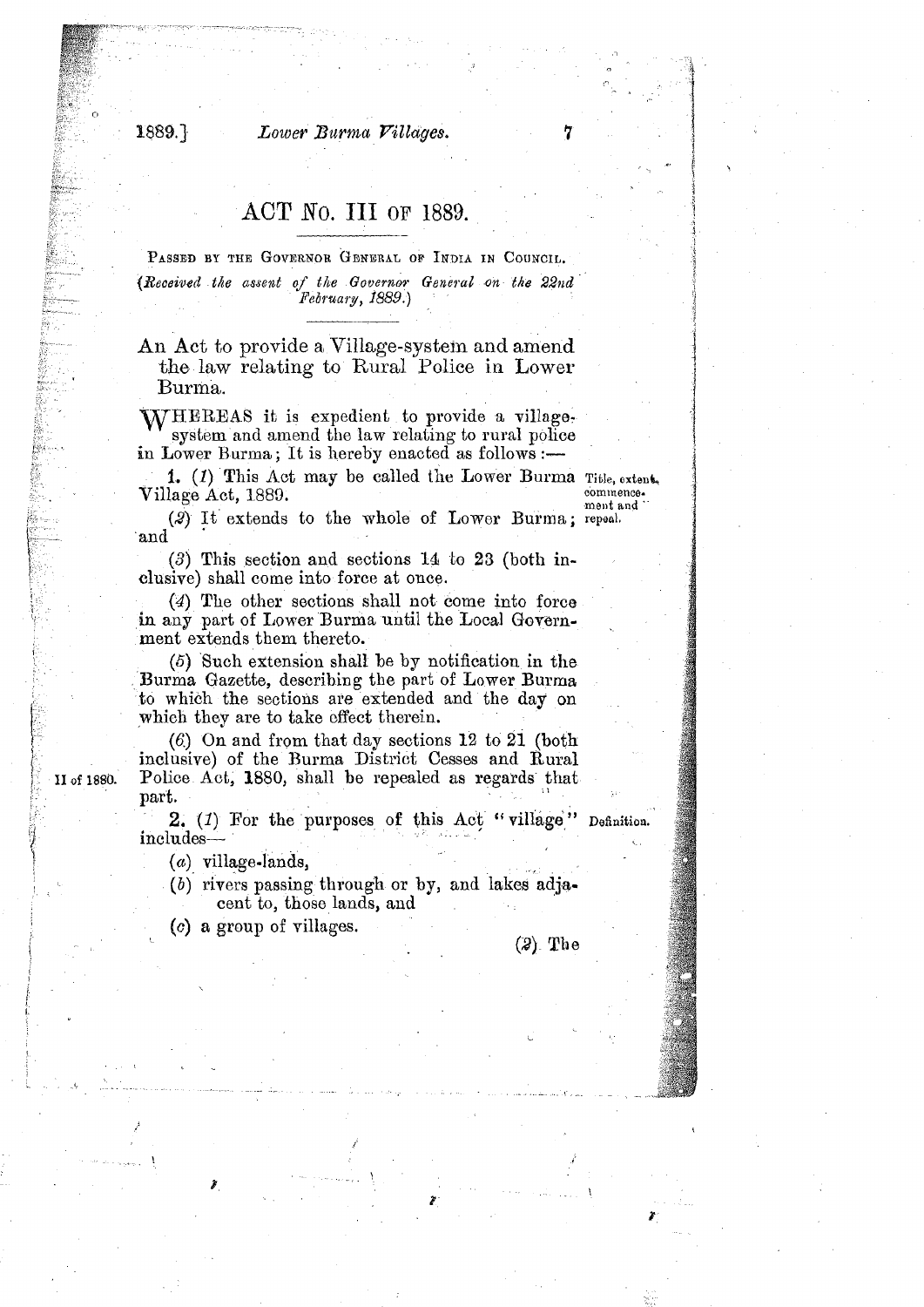# ACT No. III OF 1889.

PASSED BY THE GOVERNOR GENERAL OF INDIA IN COUNCIL.

*(Received the assent of the Governor General on the 22nd February, 1889.)*

An Act to provide a Village-system and amend the law relating to Rural Police in Lower Burma.

WHEREAS it is expedient to provide a village-system and amend the law relating to rural police in Lower Burma; It is hereby enacted as follows:—

*Title, extent, commencement and repeal.*

**1.** (*1*) This Act may be called the Lower Burma Village Act, 1889.

(*2*) It extends to the whole of Lower Burma; and

(*3*) This section and sections 14 to 23 (both inclusive) shall come into force at once.

(*4*) The other sections shall not come into force in any part of Lower Burma until the Local Government extends them thereto.

(*5*) Such extension shall be by notification in the Burma Gazette, describing the part of Lower Burma to which the sections are extended and the day on which they are to take effect therein.

(*6*) On and from that day sections 12 to 21 (both inclusive) of the Burma District Cesses and Rural Police Act, 1880, shall be repealed as regards that part.

*II of 1880.*

*Definition.*

**2.** (*1*) For the purposes of this Act "village" includes—

(*a*) village-lands,

(*b*) rivers passing through or by, and lakes adjacent to, those lands, and

(*c*) a group of villages.

(*2*) The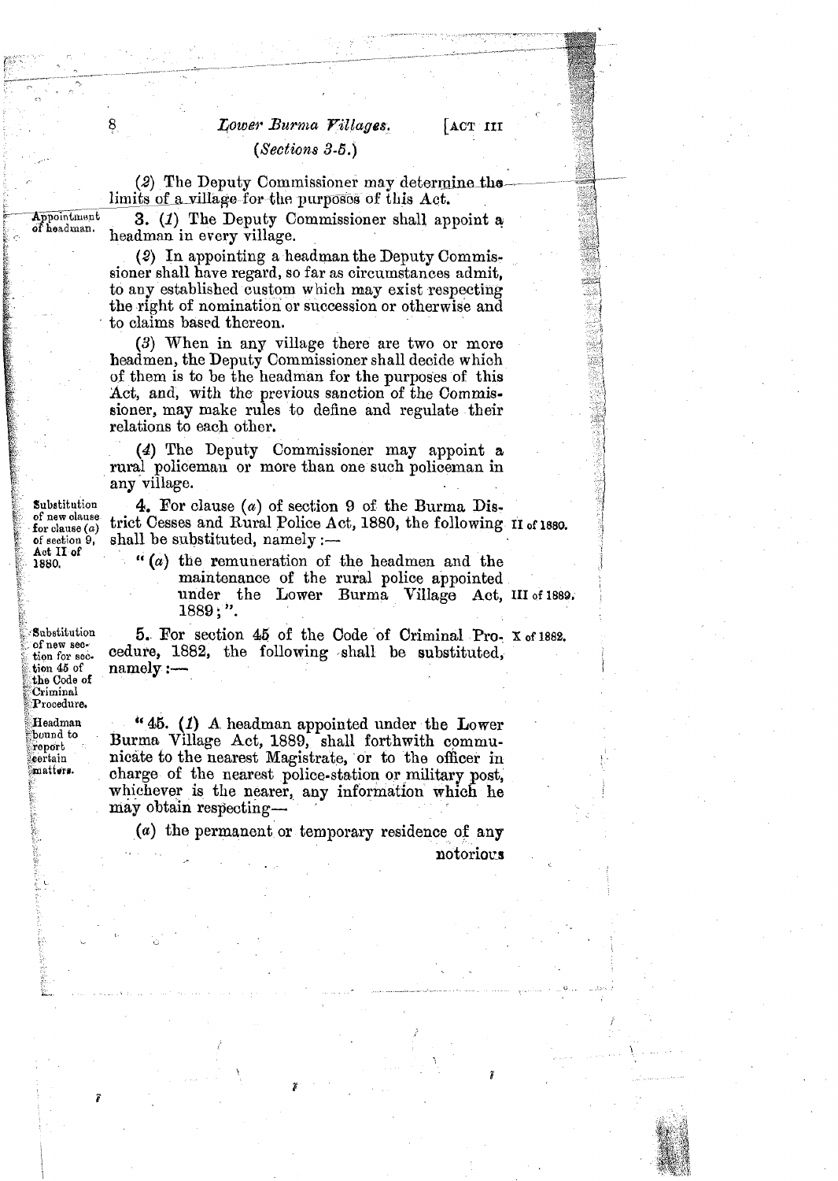(*Sections 3-5.*)

(2) The Deputy Commissioner may determine the limits of a village for the purposes of this Act.

Appointment of headman.

**3.** (1) The Deputy Commissioner shall appoint a headman in every village.

(2) In appointing a headman the Deputy Commissioner shall have regard, so far as circumstances admit, to any established custom which may exist respecting the right of nomination or succession or otherwise and to claims based thereon.

(3) When in any village there are two or more headmen, the Deputy Commissioner shall decide which of them is to be the headman for the purposes of this Act, and, with the previous sanction of the Commissioner, may make rules to define and regulate their relations to each other.

(4) The Deputy Commissioner may appoint a rural policeman or more than one such policeman in any village.

Substitution of new clause for clause (a) of section 9, Act II of 1880.

**4.** For clause (a) of section 9 of the Burma District Cesses and Rural Police Act, 1880, the following shall be substituted, namely:— II of 1880.

"(a) the remuneration of the headmen and the maintenance of the rural police appointed under the Lower Burma Village Act, 1889;". III of 1889.

Substitution of new section for section 45 of the Code of Criminal Procedure.

**5.** For section 45 of the Code of Criminal Procedure, 1882, the following shall be substituted, namely:— X of 1882.

Headman bound to report certain matters.

"45. (1) A headman appointed under the Lower Burma Village Act, 1889, shall forthwith communicate to the nearest Magistrate, or to the officer in charge of the nearest police-station or military post, whichever is the nearer, any information which he may obtain respecting—

(a) the permanent or temporary residence of any notorious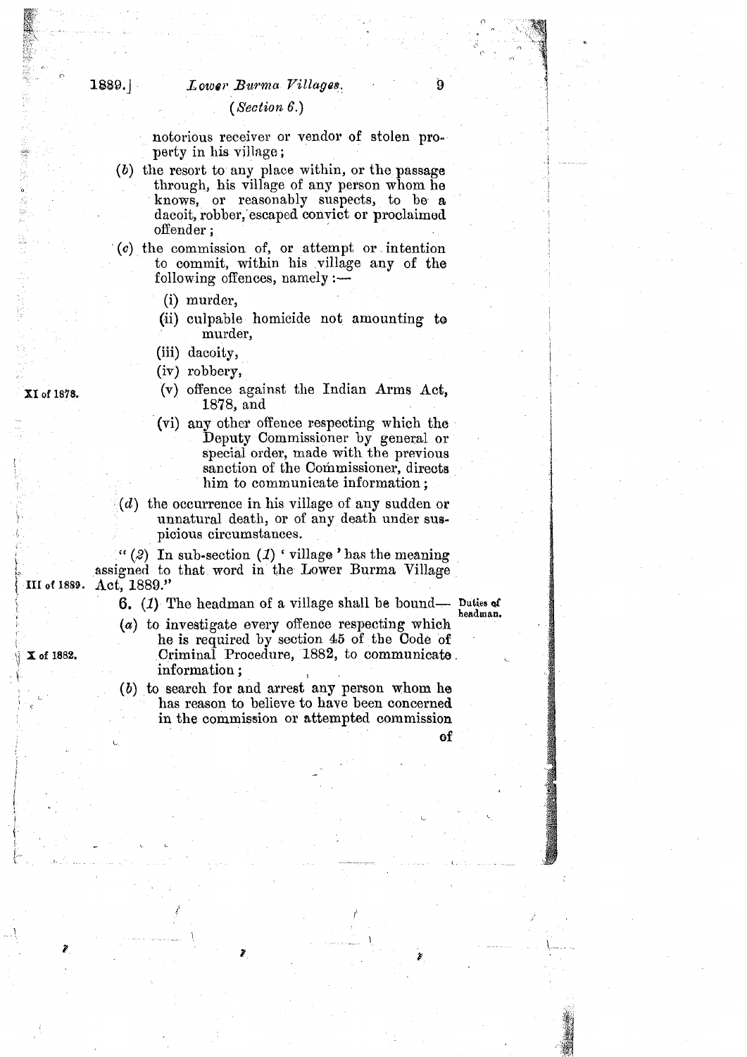(*Section 6.*)

notorious receiver or vendor of stolen property in his village;

(*b*) the resort to any place within, or the passage through, his village of any person whom he knows, or reasonably suspects, to be a dacoit, robber, escaped convict or proclaimed offender;

(*c*) the commission of, or attempt or intention to commit, within his village any of the following offences, namely:—

(i) murder,

(ii) culpable homicide not amounting to murder,

(iii) dacoity,

(iv) robbery,

(v) offence against the Indian Arms Act, 1878, and — XI of 1878.

(vi) any other offence respecting which the Deputy Commissioner by general or special order, made with the previous sanction of the Commissioner, directs him to communicate information;

(*d*) the occurrence in his village of any sudden or unnatural death, or of any death under suspicious circumstances.

"(*2*) In sub-section (*1*) 'village' has the meaning assigned to that word in the Lower Burma Village Act, 1889." — III of 1889.

**Duties of headman.**

**6.** (*1*) The headman of a village shall be bound—

(*a*) to investigate every offence respecting which he is required by section 45 of the Code of Criminal Procedure, 1882, to communicate information; — X of 1882.

(*b*) to search for and arrest any person whom he has reason to believe to have been concerned in the commission or attempted commission of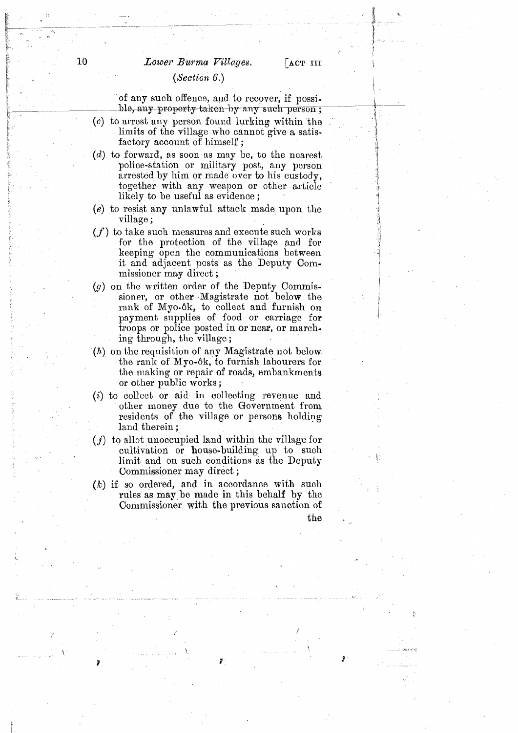(*Section 6.*)

of any such offence, and to recover, if possible, any property taken by any such person;

(*c*) to arrest any person found lurking within the limits of the village who cannot give a satisfactory account of himself;

(*d*) to forward, as soon as may be, to the nearest police-station or military post, any person arrested by him or made over to his custody, together with any weapon or other article likely to be useful as evidence;

(*e*) to resist any unlawful attack made upon the village;

(*f*) to take such measures and execute such works for the protection of the village and for keeping open the communications between it and adjacent posts as the Deputy Commissioner may direct;

(*g*) on the written order of the Deputy Commissioner, or other Magistrate not below the rank of Myo-ôk, to collect and furnish on payment supplies of food or carriage for troops or police posted in or near, or marching through, the village;

(*h*) on the requisition of any Magistrate not below the rank of Myo-ôk, to furnish labourers for the making or repair of roads, embankments or other public works;

(*i*) to collect or aid in collecting revenue and other money due to the Government from residents of the village or persons holding land therein;

(*j*) to allot unoccupied land within the village for cultivation or house-building up to such limit and on such conditions as the Deputy Commissioner may direct;

(*k*) if so ordered, and in accordance with such rules as may be made in this behalf by the Commissioner with the previous sanction of the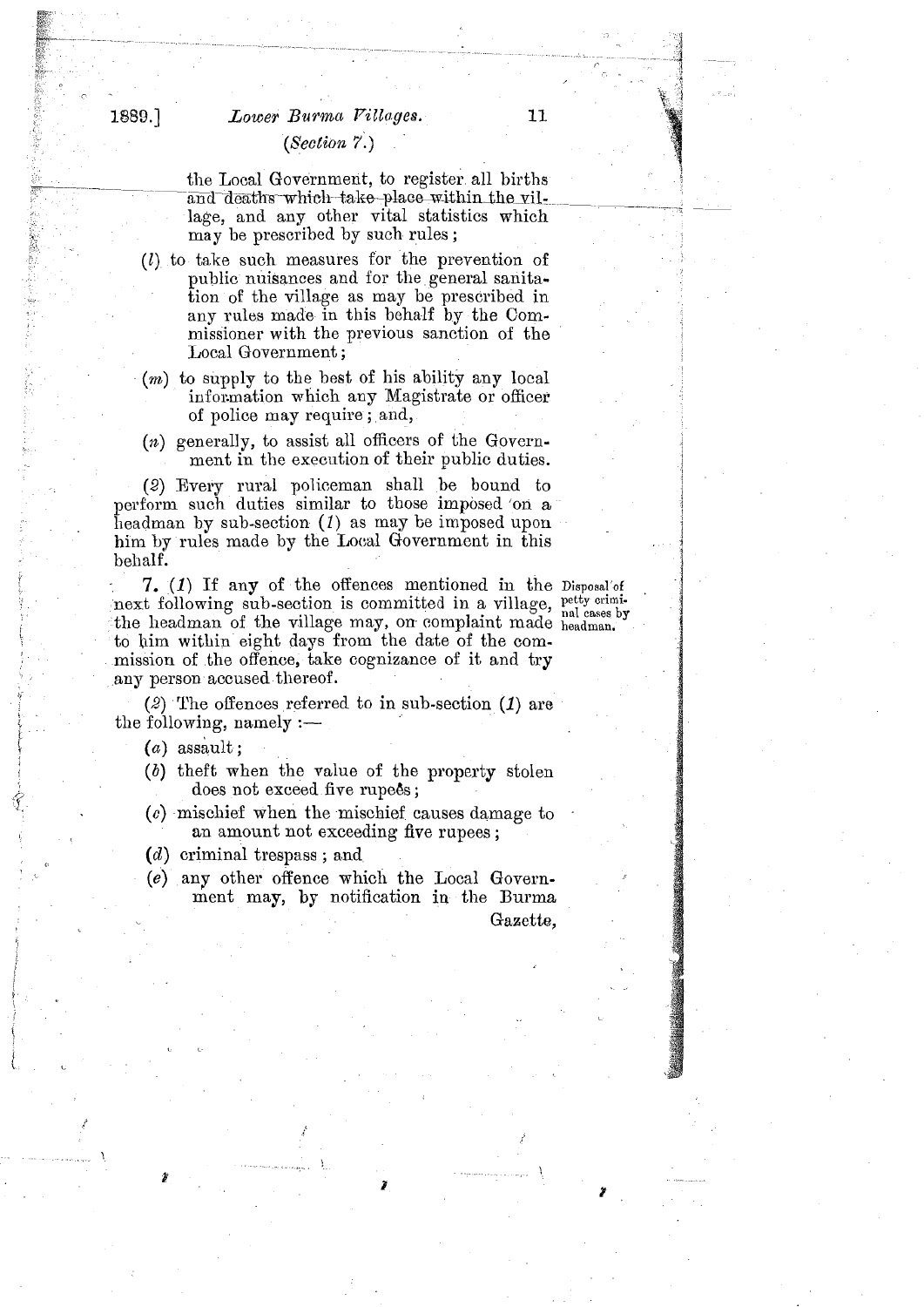the Local Government, to register all births and deaths which take place within the village, and any other vital statistics which may be prescribed by such rules;

(*l*) to take such measures for the prevention of public nuisances and for the general sanitation of the village as may be prescribed in any rules made in this behalf by the Commissioner with the previous sanction of the Local Government;

(*m*) to supply to the best of his ability any local information which any Magistrate or officer of police may require; and,

(*n*) generally, to assist all officers of the Government in the execution of their public duties.

(*2*) Every rural policeman shall be bound to perform such duties similar to those imposed on a headman by sub-section (*1*) as may be imposed upon him by rules made by the Local Government in this behalf.

Disposal of petty criminal cases by headman.

**7.** (*1*) If any of the offences mentioned in the next following sub-section is committed in a village, the headman of the village may, on complaint made to him within eight days from the date of the commission of the offence, take cognizance of it and try any person accused thereof.

(*2*) The offences referred to in sub-section (*1*) are the following, namely :—

(*a*) assault;

(*b*) theft when the value of the property stolen does not exceed five rupees;

(*c*) mischief when the mischief causes damage to an amount not exceeding five rupees;

(*d*) criminal trespass; and

(*e*) any other offence which the Local Government may, by notification in the Burma Gazette,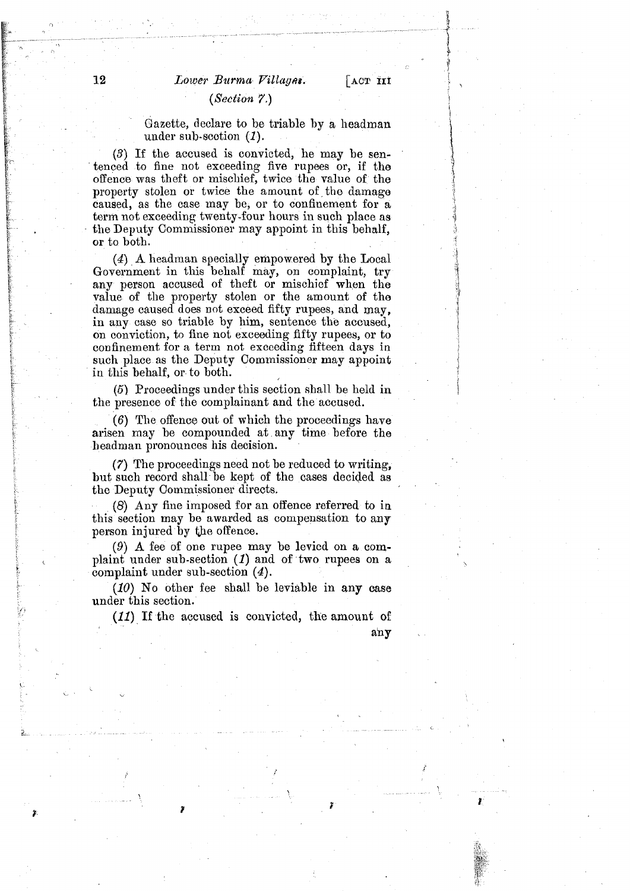(*Section 7.*)

Gazette, declare to be triable by a headman under sub-section (*1*).

(*3*) If the accused is convicted, he may be sentenced to fine not exceeding five rupees or, if the offence was theft or mischief, twice the value of the property stolen or twice the amount of the damage caused, as the case may be, or to confinement for a term not exceeding twenty-four hours in such place as the Deputy Commissioner may appoint in this behalf, or to both.

(*4*) A headman specially empowered by the Local Government in this behalf may, on complaint, try any person accused of theft or mischief when the value of the property stolen or the amount of the damage caused does not exceed fifty rupees, and may, in any case so triable by him, sentence the accused, on conviction, to fine not exceeding fifty rupees, or to confinement for a term not exceeding fifteen days in such place as the Deputy Commissioner may appoint in this behalf, or to both.

(*5*) Proceedings under this section shall be held in the presence of the complainant and the accused.

(*6*) The offence out of which the proceedings have arisen may be compounded at any time before the headman pronounces his decision.

(*7*) The proceedings need not be reduced to writing, but such record shall be kept of the cases decided as the Deputy Commissioner directs.

(*8*) Any fine imposed for an offence referred to in this section may be awarded as compensation to any person injured by the offence.

(*9*) A fee of one rupee may be levied on a complaint under sub-section (*1*) and of two rupees on a complaint under sub-section (*4*).

(*10*) No other fee shall be leviable in any case under this section.

(*11*) If the accused is convicted, the amount of any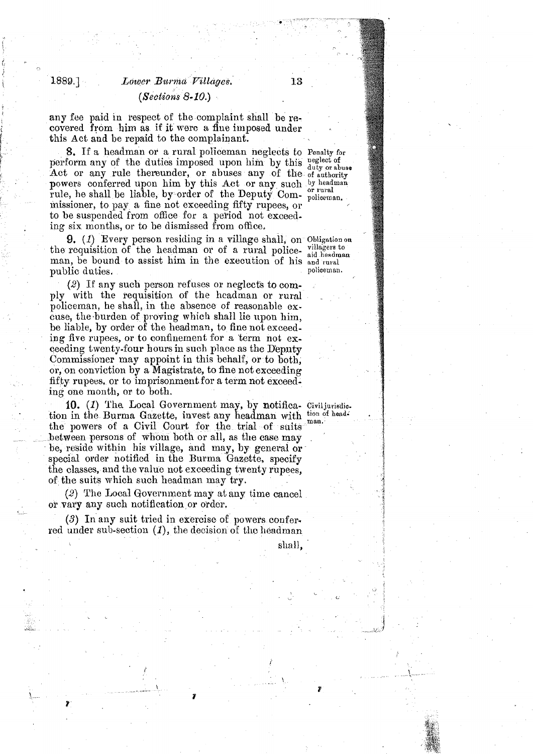(*Sections 8-10.*)

any fee paid in respect of the complaint shall be recovered from him as if it were a fine imposed under this Act and be repaid to the complainant.

**8.** If a headman or a rural policeman neglects to perform any of the duties imposed upon him by this Act or any rule thereunder, or abuses any of the powers conferred upon him by this Act or any such rule, he shall be liable, by order of the Deputy Commissioner, to pay a fine not exceeding fifty rupees, or to be suspended from office for a period not exceeding six months, or to be dismissed from office.

*Penalty for neglect of duty or abuse of authority by headman or rural policeman.*

**9.** (*1*) Every person residing in a village shall, on the requisition of the headman or of a rural policeman, be bound to assist him in the execution of his public duties.

*Obligation on villagers to aid headman and rural policeman.*

(*2*) If any such person refuses or neglects to comply with the requisition of the headman or rural policeman, he shall, in the absence of reasonable excuse, the burden of proving which shall lie upon him, be liable, by order of the headman, to fine not exceeding five rupees, or to confinement for a term not exceeding twenty-four hours in such place as the Deputy Commissioner may appoint in this behalf, or to both, or, on conviction by a Magistrate, to fine not exceeding fifty rupees, or to imprisonment for a term not exceeding one month, or to both.

**10.** (*1*) The Local Government may, by notification in the Burma Gazette, invest any headman with the powers of a Civil Court for the trial of suits between persons of whom both or all, as the case may be, reside within his village, and may, by general or special order notified in the Burma Gazette, specify the classes, and the value not exceeding twenty rupees, of the suits which such headman may try.

*Civil jurisdiction of headman.*

(*2*) The Local Government may at any time cancel or vary any such notification or order.

(*3*) In any suit tried in exercise of powers conferred under sub-section (*1*), the decision of the headman shall,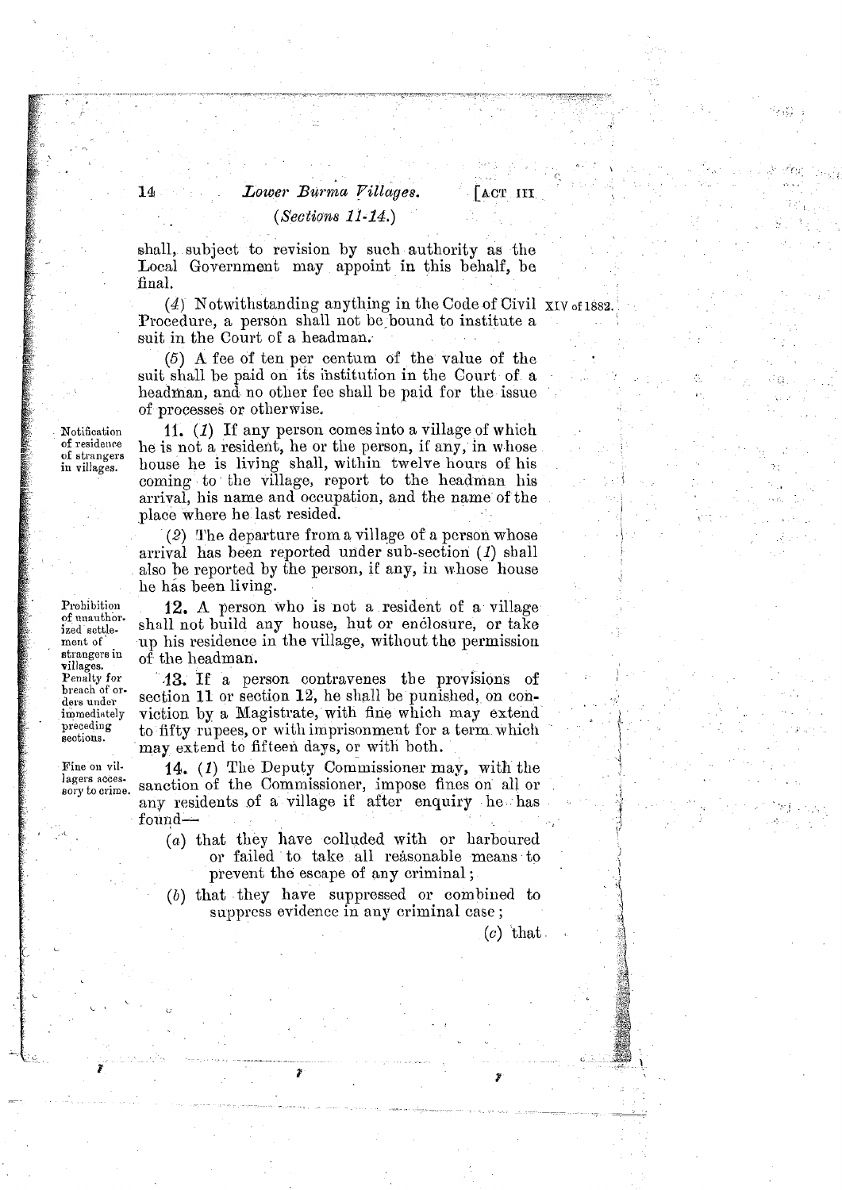shall, subject to revision by such authority as the Local Government may appoint in this behalf, be final.

(4) Notwithstanding anything in the Code of Civil Procedure, a person shall not be bound to institute a suit in the Court of a headman. XIV of 1882.

(5) A fee of ten per centum of the value of the suit shall be paid on its institution in the Court of a headman, and no other fee shall be paid for the issue of processes or otherwise.

*Notification of residence of strangers in villages.*

**11.** (1) If any person comes into a village of which he is not a resident, he or the person, if any, in whose house he is living shall, within twelve hours of his coming to the village, report to the headman his arrival, his name and occupation, and the name of the place where he last resided.

(2) The departure from a village of a person whose arrival has been reported under sub-section (1) shall also be reported by the person, if any, in whose house he has been living.

*Prohibition of unauthorized settlement of strangers in villages.*

**12.** A person who is not a resident of a village shall not build any house, hut or enclosure, or take up his residence in the village, without the permission of the headman.

*Penalty for breach of orders under immediately preceding sections.*

**13.** If a person contravenes the provisions of section 11 or section 12, he shall be punished, on conviction by a Magistrate, with fine which may extend to fifty rupees, or with imprisonment for a term which may extend to fifteen days, or with both.

*Fine on villagers accessory to crime.*

**14.** (1) The Deputy Commissioner may, with the sanction of the Commissioner, impose fines on all or any residents of a village if after enquiry he has found—

(a) that they have colluded with or harboured or failed to take all reasonable means to prevent the escape of any criminal;

(b) that they have suppressed or combined to suppress evidence in any criminal case;

(c) that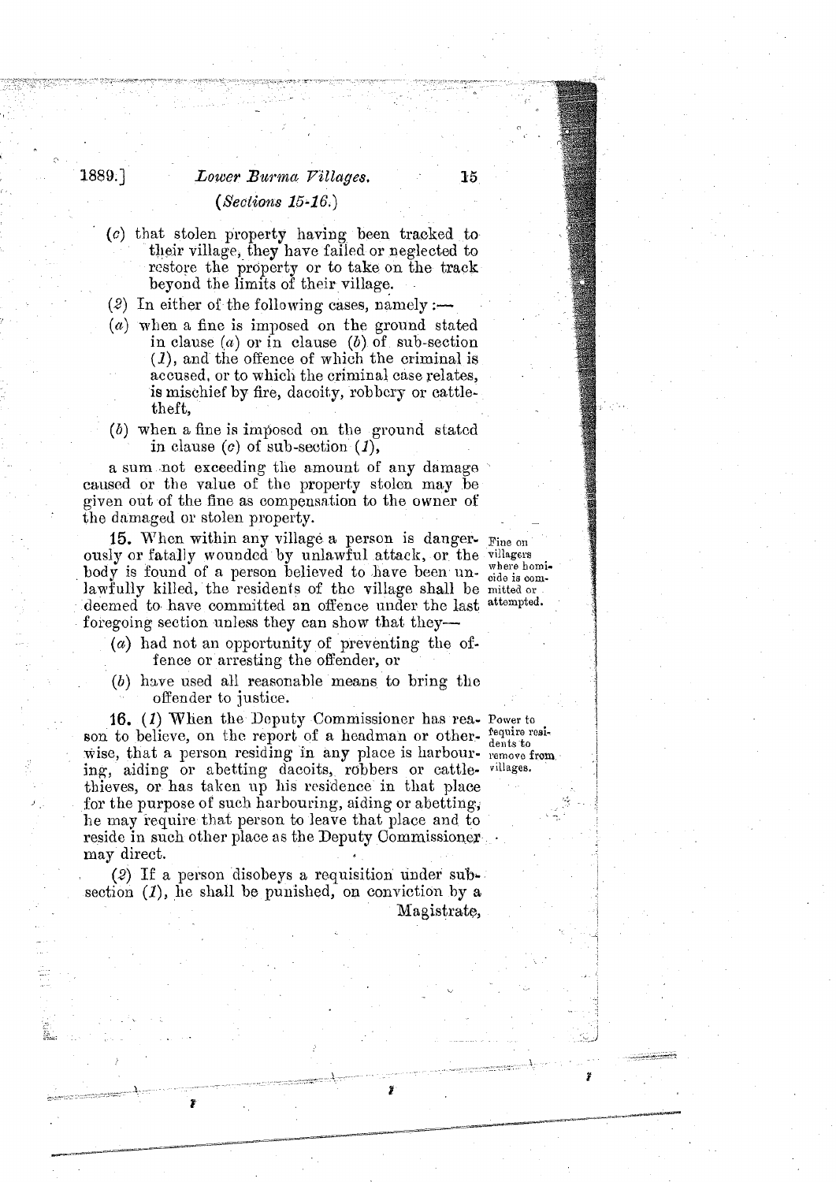(*c*) that stolen property having been tracked to their village, they have failed or neglected to restore the property or to take on the track beyond the limits of their village.

(*2*) In either of the following cases, namely :—

(*a*) when a fine is imposed on the ground stated in clause (*a*) or in clause (*b*) of sub-section (*1*), and the offence of which the criminal is accused, or to which the criminal case relates, is mischief by fire, dacoity, robbery or cattle-theft,

(*b*) when a fine is imposed on the ground stated in clause (*c*) of sub-section (*1*),

a sum not exceeding the amount of any damage caused or the value of the property stolen may be given out of the fine as compensation to the owner of the damaged or stolen property.

**15.** When within any village a person is dangerously or fatally wounded by unlawful attack, or the body is found of a person believed to have been unlawfully killed, the residents of the village shall be deemed to have committed an offence under the last foregoing section unless they can show that they—

*Fine on villagers where homicide is committed or attempted.*

(*a*) had not an opportunity of preventing the offence or arresting the offender, or

(*b*) have used all reasonable means to bring the offender to justice.

**16.** (*1*) When the Deputy Commissioner has reason to believe, on the report of a headman or otherwise, that a person residing in any place is harbouring, aiding or abetting dacoits, robbers or cattle-thieves, or has taken up his residence in that place for the purpose of such harbouring, aiding or abetting, he may require that person to leave that place and to reside in such other place as the Deputy Commissioner may direct.

*Power to require residents to remove from villages.*

(*2*) If a person disobeys a requisition under sub-section (*1*), he shall be punished, on conviction by a Magistrate,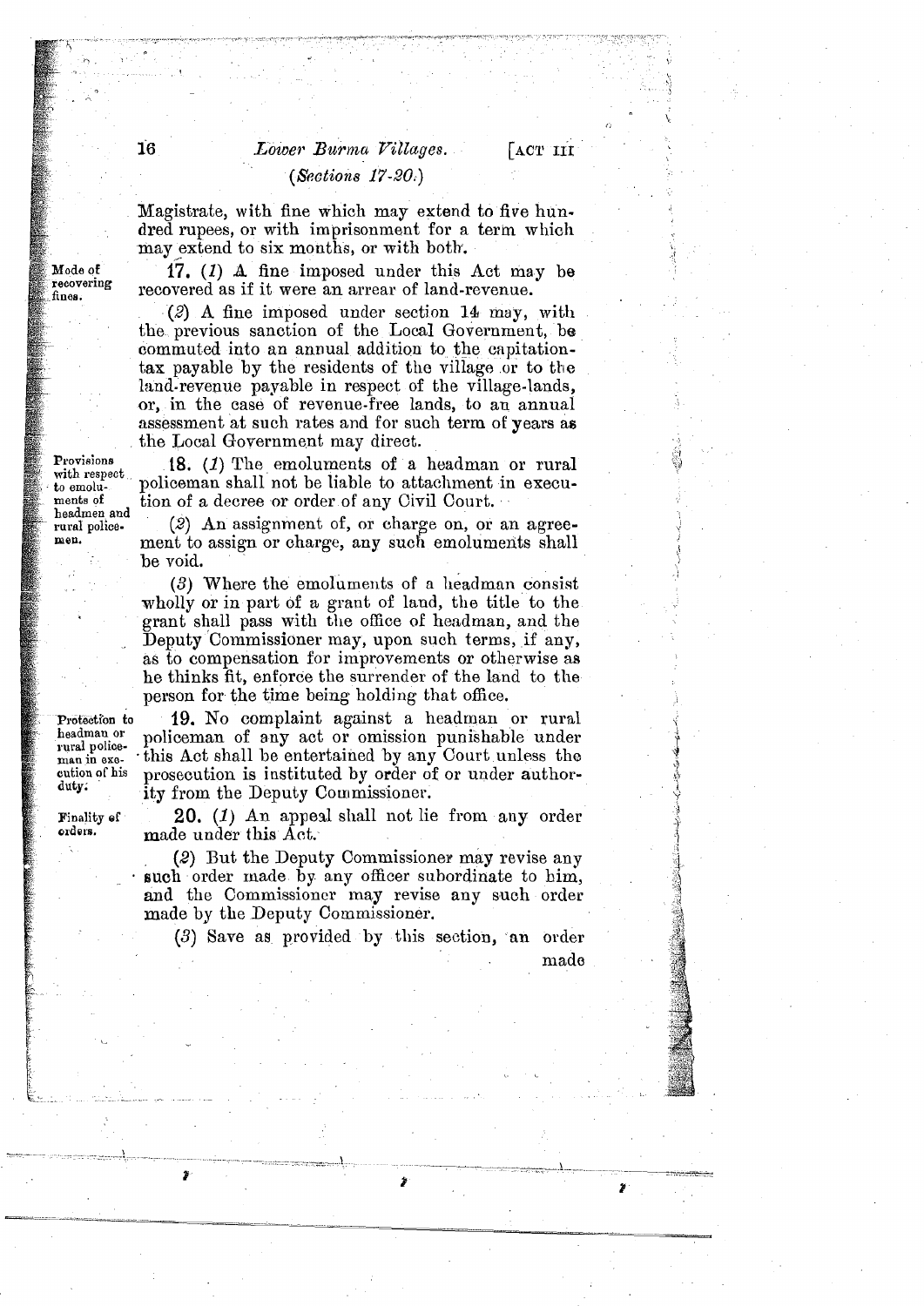Magistrate, with fine which may extend to five hundred rupees, or with imprisonment for a term which may extend to six months, or with both.

**Mode of recovering fines.**

**17.** (*1*) A fine imposed under this Act may be recovered as if it were an arrear of land-revenue.

(*2*) A fine imposed under section 14 may, with the previous sanction of the Local Government, be commuted into an annual addition to the capitation-tax payable by the residents of the village or to the land-revenue payable in respect of the village-lands, or, in the case of revenue-free lands, to an annual assessment at such rates and for such term of years as the Local Government may direct.

**Provisions with respect to emoluments of headmen and rural policemen.**

**18.** (*1*) The emoluments of a headman or rural policeman shall not be liable to attachment in execution of a decree or order of any Civil Court.

(*2*) An assignment of, or charge on, or an agreement to assign or charge, any such emoluments shall be void.

(*3*) Where the emoluments of a headman consist wholly or in part of a grant of land, the title to the grant shall pass with the office of headman, and the Deputy Commissioner may, upon such terms, if any, as to compensation for improvements or otherwise as he thinks fit, enforce the surrender of the land to the person for the time being holding that office.

**Protection to headman or rural policeman in execution of his duty.**

**19.** No complaint against a headman or rural policeman of any act or omission punishable under this Act shall be entertained by any Court unless the prosecution is instituted by order of or under authority from the Deputy Commissioner.

**Finality of orders.**

**20.** (*1*) An appeal shall not lie from any order made under this Act.

(*2*) But the Deputy Commissioner may revise any such order made by any officer subordinate to him, and the Commissioner may revise any such order made by the Deputy Commissioner.

(*3*) Save as provided by this section, an order made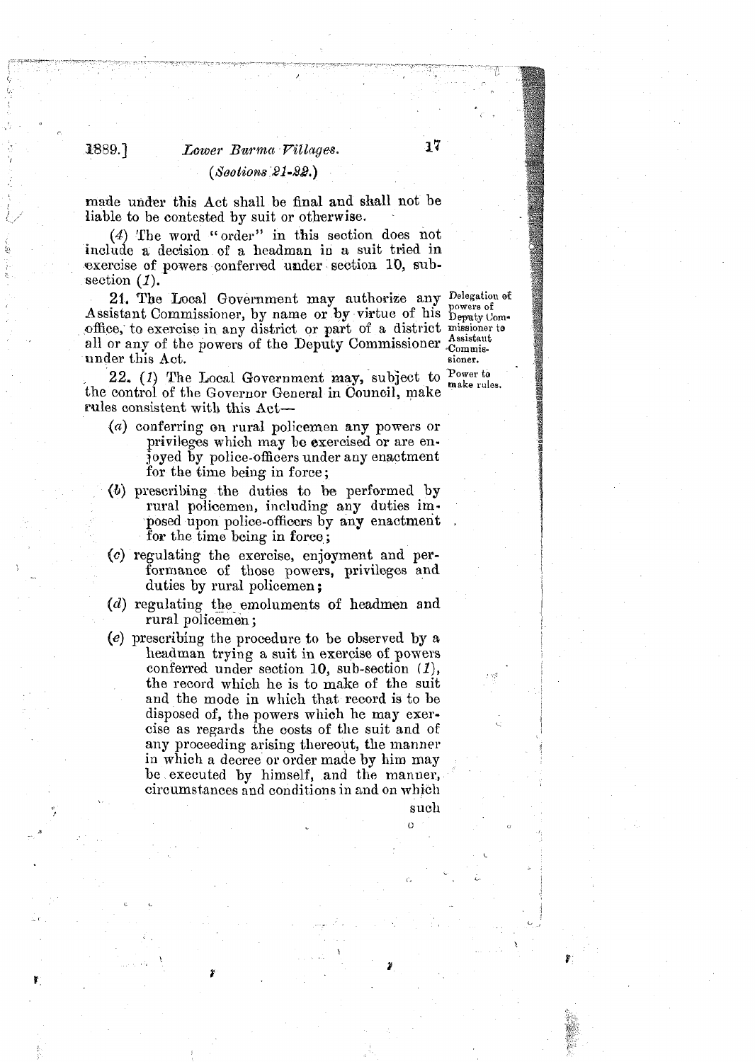made under this Act shall be final and shall not be liable to be contested by suit or otherwise.

(4) The word "order" in this section does not include a decision of a headman in a suit tried in exercise of powers conferred under section 10, sub-section (1).

*Delegation of powers of Deputy Commissioner to Assistant Commissioner.*

**21.** The Local Government may authorize any Assistant Commissioner, by name or by virtue of his office, to exercise in any district or part of a district all or any of the powers of the Deputy Commissioner under this Act.

*Power to make rules.*

**22.** (1) The Local Government may, subject to the control of the Governor General in Council, make rules consistent with this Act—

(a) conferring on rural policemen any powers or privileges which may be exercised or are enjoyed by police-officers under any enactment for the time being in force;

(b) prescribing the duties to be performed by rural policemen, including any duties imposed upon police-officers by any enactment for the time being in force;

(c) regulating the exercise, enjoyment and performance of those powers, privileges and duties by rural policemen;

(d) regulating the emoluments of headmen and rural policemen;

(e) prescribing the procedure to be observed by a headman trying a suit in exercise of powers conferred under section 10, sub-section (1), the record which he is to make of the suit and the mode in which that record is to be disposed of, the powers which he may exercise as regards the costs of the suit and of any proceeding arising thereout, the manner in which a decree or order made by him may be executed by himself, and the manner, circumstances and conditions in and on which such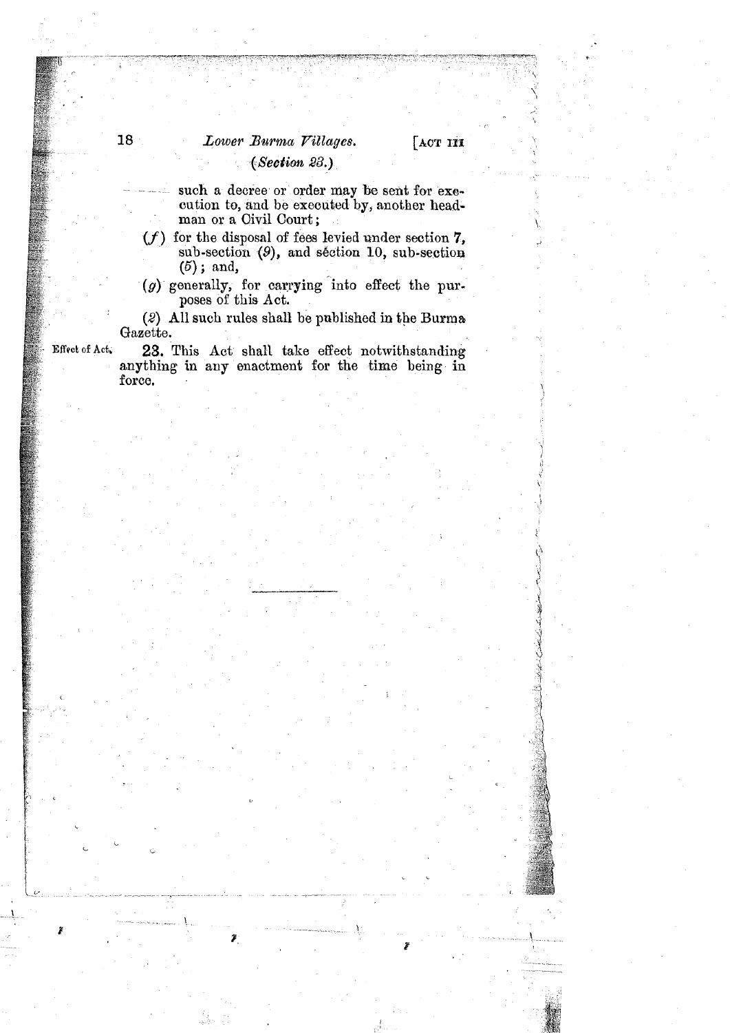(*Section 23.*)

such a decree or order may be sent for execution to, and be executed by, another headman or a Civil Court;

(*f*) for the disposal of fees levied under section **7**, sub-section (*9*), and section 10, sub-section (*5*); and,

(*g*) generally, for carrying into effect the purposes of this Act.

(*2*) All such rules shall be published in the Burma Gazette.

Effect of Act.

**23.** This Act shall take effect notwithstanding anything in any enactment for the time being in force.